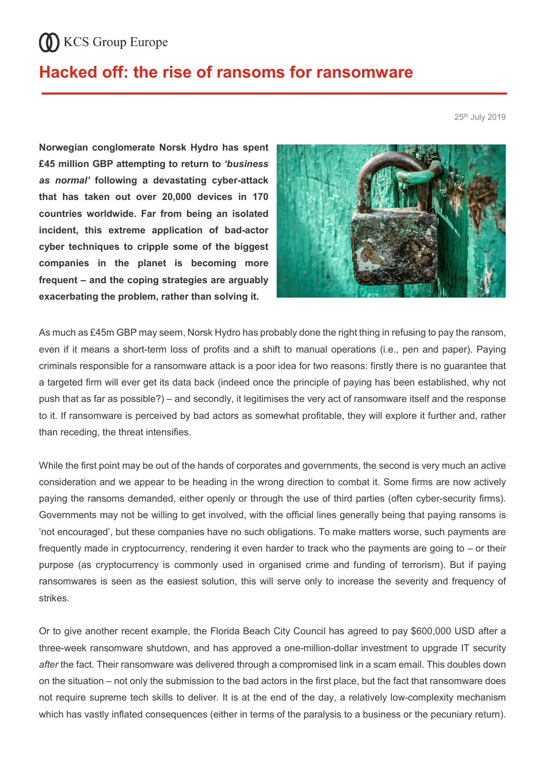KCS Group Europe

# Hacked off: the rise of ransoms for ransomware

25th July 2019

**Norwegian conglomerate Norsk Hydro has spent £45 million GBP attempting to return to *'business as normal'* following a devastating cyber-attack that has taken out over 20,000 devices in 170 countries worldwide. Far from being an isolated incident, this extreme application of bad-actor cyber techniques to cripple some of the biggest companies in the planet is becoming more frequent – and the coping strategies are arguably exacerbating the problem, rather than solving it.**

As much as £45m GBP may seem, Norsk Hydro has probably done the right thing in refusing to pay the ransom, even if it means a short-term loss of profits and a shift to manual operations (i.e., pen and paper). Paying criminals responsible for a ransomware attack is a poor idea for two reasons: firstly there is no guarantee that a targeted firm will ever get its data back (indeed once the principle of paying has been established, why not push that as far as possible?) – and secondly, it legitimises the very act of ransomware itself and the response to it. If ransomware is perceived by bad actors as somewhat profitable, they will explore it further and, rather than receding, the threat intensifies.

While the first point may be out of the hands of corporates and governments, the second is very much an active consideration and we appear to be heading in the wrong direction to combat it. Some firms are now actively paying the ransoms demanded, either openly or through the use of third parties (often cyber-security firms). Governments may not be willing to get involved, with the official lines generally being that paying ransoms is 'not encouraged', but these companies have no such obligations. To make matters worse, such payments are frequently made in cryptocurrency, rendering it even harder to track who the payments are going to – or their purpose (as cryptocurrency is commonly used in organised crime and funding of terrorism). But if paying ransomwares is seen as the easiest solution, this will serve only to increase the severity and frequency of strikes.

Or to give another recent example, the Florida Beach City Council has agreed to pay $600,000 USD after a three-week ransomware shutdown, and has approved a one-million-dollar investment to upgrade IT security *after* the fact. Their ransomware was delivered through a compromised link in a scam email. This doubles down on the situation – not only the submission to the bad actors in the first place, but the fact that ransomware does not require supreme tech skills to deliver. It is at the end of the day, a relatively low-complexity mechanism which has vastly inflated consequences (either in terms of the paralysis to a business or the pecuniary return).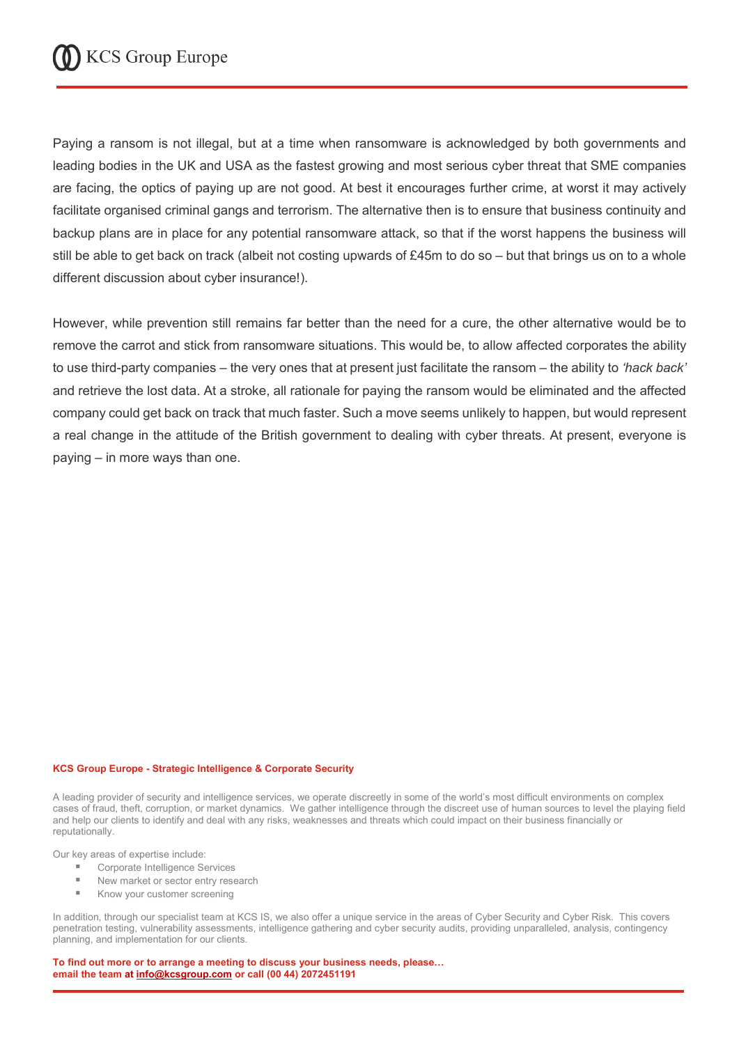Paying a ransom is not illegal, but at a time when ransomware is acknowledged by both governments and leading bodies in the UK and USA as the fastest growing and most serious cyber threat that SME companies are facing, the optics of paying up are not good. At best it encourages further crime, at worst it may actively facilitate organised criminal gangs and terrorism. The alternative then is to ensure that business continuity and backup plans are in place for any potential ransomware attack, so that if the worst happens the business will still be able to get back on track (albeit not costing upwards of £45m to do so – but that brings us on to a whole different discussion about cyber insurance!).

However, while prevention still remains far better than the need for a cure, the other alternative would be to remove the carrot and stick from ransomware situations. This would be, to allow affected corporates the ability to use third-party companies – the very ones that at present just facilitate the ransom – the ability to *'hack back'* and retrieve the lost data. At a stroke, all rationale for paying the ransom would be eliminated and the affected company could get back on track that much faster. Such a move seems unlikely to happen, but would represent a real change in the attitude of the British government to dealing with cyber threats. At present, everyone is paying – in more ways than one.

**KCS Group Europe - Strategic Intelligence & Corporate Security**

A leading provider of security and intelligence services, we operate discreetly in some of the world's most difficult environments on complex cases of fraud, theft, corruption, or market dynamics. We gather intelligence through the discreet use of human sources to level the playing field and help our clients to identify and deal with any risks, weaknesses and threats which could impact on their business financially or reputationally.

Our key areas of expertise include:

- Corporate Intelligence Services
- New market or sector entry research
- Know your customer screening

In addition, through our specialist team at KCS IS, we also offer a unique service in the areas of Cyber Security and Cyber Risk. This covers penetration testing, vulnerability assessments, intelligence gathering and cyber security audits, providing unparalleled, analysis, contingency planning, and implementation for our clients.

**To find out more or to arrange a meeting to discuss your business needs, please… email the team at info@kcsgroup.com or call (00 44) 2072451191**